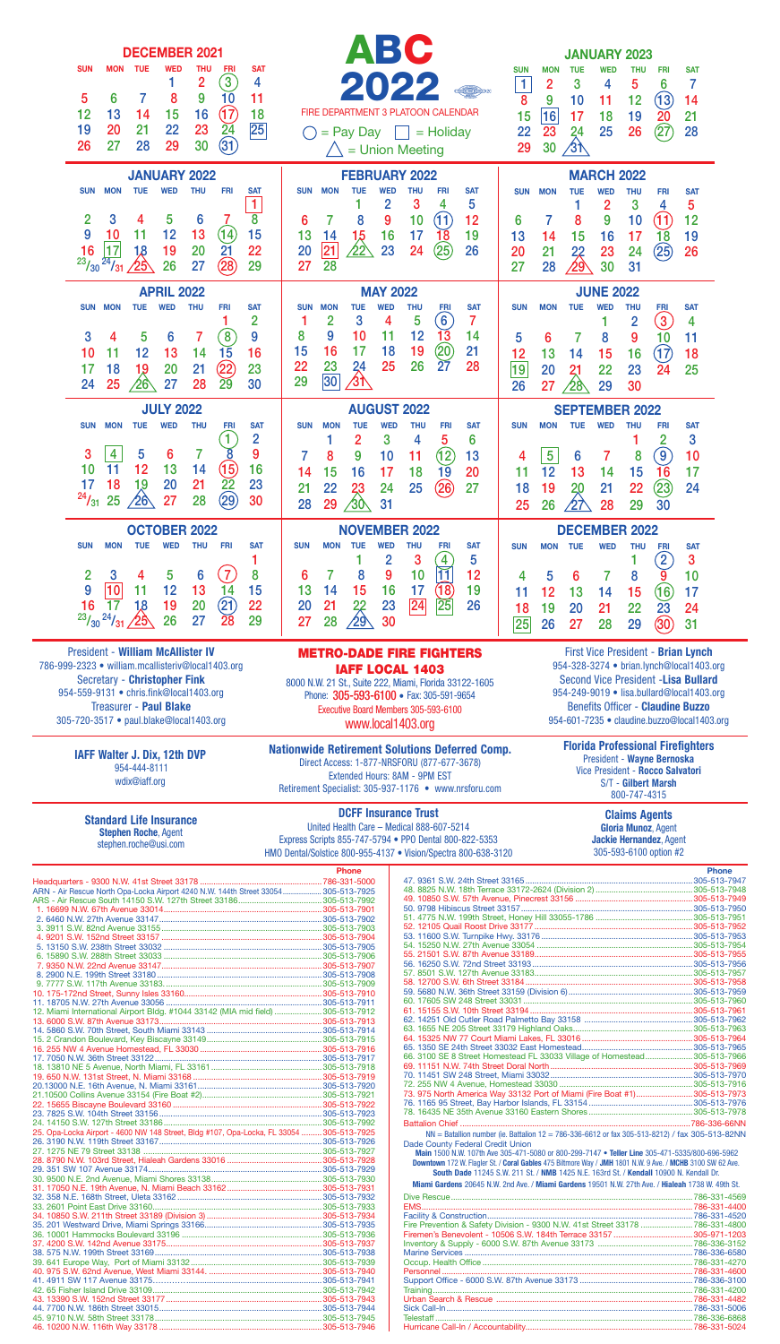# ABC 2022

## FIRE DEPARTMENT 3 PLATOON CALENDAR

○ = Pay Day □ = Holiday △ = Union Meeting

(In the calendars below: (n) = Pay Day, [n] = Holiday, △n = Union Meeting)

### DECEMBER 2021

| SUN | MON | TUE | WED | THU | FRI | SAT |
|---|---|---|---|---|---|---|
| | | | 1 | 2 | (3) | 4 |
| 5 | 6 | 7 | 8 | 9 | 10 | 11 |
| 12 | 13 | 14 | 15 | 16 | (17) | 18 |
| 19 | 20 | 21 | 22 | 23 | 24 | [25] |
| 26 | 27 | 28 | 29 | 30 | (31) | |

### JANUARY 2023

| SUN | MON | TUE | WED | THU | FRI | SAT |
|---|---|---|---|---|---|---|
| [1] | 2 | 3 | 4 | 5 | 6 | 7 |
| 8 | 9 | 10 | 11 | 12 | (13) | 14 |
| 15 | [16] | 17 | 18 | 19 | 20 | 21 |
| 22 | 23 | 24 | 25 | 26 | (27) | 28 |
| 29 | 30 | △31 | | | | |

### JANUARY 2022

| SUN | MON | TUE | WED | THU | FRI | SAT |
|---|---|---|---|---|---|---|
| | | | | | | [1] |
| 2 | 3 | 4 | 5 | 6 | 7 | 8 |
| 9 | 10 | 11 | 12 | 13 | (14) | 15 |
| 16 | [17] | 18 | 19 | 20 | 21 | 22 |
| 23/30 | 24/31 | △25 | 26 | 27 | (28) | 29 |

### FEBRUARY 2022

| SUN | MON | TUE | WED | THU | FRI | SAT |
|---|---|---|---|---|---|---|
| | | 1 | 2 | 3 | 4 | 5 |
| 6 | 7 | 8 | 9 | 10 | (11) | 12 |
| 13 | 14 | 15 | 16 | 17 | 18 | 19 |
| 20 | [21] | △22 | 23 | 24 | (25) | 26 |
| 27 | 28 | | | | | |

### MARCH 2022

| SUN | MON | TUE | WED | THU | FRI | SAT |
|---|---|---|---|---|---|---|
| | | 1 | 2 | 3 | 4 | 5 |
| 6 | 7 | 8 | 9 | 10 | (11) | 12 |
| 13 | 14 | 15 | 16 | 17 | 18 | 19 |
| 20 | 21 | 22 | 23 | 24 | (25) | 26 |
| 27 | 28 | △29 | 30 | 31 | | |

### APRIL 2022

| SUN | MON | TUE | WED | THU | FRI | SAT |
|---|---|---|---|---|---|---|
| | | | | | 1 | 2 |
| 3 | 4 | 5 | 6 | 7 | (8) | 9 |
| 10 | 11 | 12 | 13 | 14 | 15 | 16 |
| 17 | 18 | 19 | 20 | 21 | (22) | 23 |
| 24 | 25 | △26 | 27 | 28 | 29 | 30 |

### MAY 2022

| SUN | MON | TUE | WED | THU | FRI | SAT |
|---|---|---|---|---|---|---|
| 1 | 2 | 3 | 4 | 5 | (6) | 7 |
| 8 | 9 | 10 | 11 | 12 | 13 | 14 |
| 15 | 16 | 17 | 18 | 19 | (20) | 21 |
| 22 | 23 | 24 | 25 | 26 | 27 | 28 |
| 29 | [30] | △31 | | | | |

### JUNE 2022

| SUN | MON | TUE | WED | THU | FRI | SAT |
|---|---|---|---|---|---|---|
| | | | 1 | 2 | (3) | 4 |
| 5 | 6 | 7 | 8 | 9 | 10 | 11 |
| 12 | 13 | 14 | 15 | 16 | (17) | 18 |
| [19] | 20 | 21 | 22 | 23 | 24 | 25 |
| 26 | 27 | △28 | 29 | 30 | | |

### JULY 2022

| SUN | MON | TUE | WED | THU | FRI | SAT |
|---|---|---|---|---|---|---|
| | | | | | (1) | 2 |
| 3 | [4] | 5 | 6 | 7 | 8 | 9 |
| 10 | 11 | 12 | 13 | 14 | (15) | 16 |
| 17 | 18 | 19 | 20 | 21 | 22 | 23 |
| 24/31 | 25 | △26 | 27 | 28 | (29) | 30 |

### AUGUST 2022

| SUN | MON | TUE | WED | THU | FRI | SAT |
|---|---|---|---|---|---|---|
| | 1 | 2 | 3 | 4 | 5 | 6 |
| 7 | 8 | 9 | 10 | 11 | (12) | 13 |
| 14 | 15 | 16 | 17 | 18 | 19 | 20 |
| 21 | 22 | 23 | 24 | 25 | (26) | 27 |
| 28 | 29 | △30 | 31 | | | |

### SEPTEMBER 2022

| SUN | MON | TUE | WED | THU | FRI | SAT |
|---|---|---|---|---|---|---|
| | | | | 1 | 2 | 3 |
| 4 | [5] | 6 | 7 | 8 | (9) | 10 |
| 11 | 12 | 13 | 14 | 15 | 16 | 17 |
| 18 | 19 | 20 | 21 | 22 | (23) | 24 |
| 25 | 26 | △27 | 28 | 29 | 30 | |

### OCTOBER 2022

| SUN | MON | TUE | WED | THU | FRI | SAT |
|---|---|---|---|---|---|---|
| | | | | | | 1 |
| 2 | 3 | 4 | 5 | 6 | (7) | 8 |
| 9 | [10] | 11 | 12 | 13 | 14 | 15 |
| 16 | 17 | 18 | 19 | 20 | (21) | 22 |
| 23/30 | 24/31 | △25 | 26 | 27 | 28 | 29 |

### NOVEMBER 2022

| SUN | MON | TUE | WED | THU | FRI | SAT |
|---|---|---|---|---|---|---|
| | | 1 | 2 | 3 | (4) | 5 |
| 6 | 7 | 8 | 9 | 10 | [11] | 12 |
| 13 | 14 | 15 | 16 | 17 | (18) | 19 |
| 20 | 21 | 22 | 23 | [24] | [25] | 26 |
| 27 | 28 | △29 | 30 | | | |

### DECEMBER 2022

| SUN | MON | TUE | WED | THU | FRI | SAT |
|---|---|---|---|---|---|---|
| | | | | 1 | (2) | 3 |
| 4 | 5 | 6 | 7 | 8 | 9 | 10 |
| 11 | 12 | 13 | 14 | 15 | (16) | 17 |
| 18 | 19 | 20 | 21 | 22 | 23 | 24 |
| [25] | 26 | 27 | 28 | 29 | (30) | 31 |

President - **William McAllister IV**
786-999-2323 • william.mcallisteriv@local1403.org
Secretary - **Christopher Fink**
954-559-9131 • chris.fink@local1403.org
Treasurer - **Paul Blake**
305-720-3517 • paul.blake@local1403.org

## METRO-DADE FIRE FIGHTERS
## IAFF LOCAL 1403

8000 N.W. 21 St., Suite 222, Miami, Florida 33122-1605
Phone: 305-593-6100 • Fax: 305-591-9654
Executive Board Members 305-593-6100
www.local1403.org

First Vice President - **Brian Lynch**
954-328-3274 • brian.lynch@local1403.org
Second Vice President -**Lisa Bullard**
954-249-9019 • lisa.bullard@local1403.org
Benefits Officer - **Claudine Buzzo**
954-601-7235 • claudine.buzzo@local1403.org

**IAFF Walter J. Dix, 12th DVP**
954-444-8111
wdix@iaff.org

**Nationwide Retirement Solutions Deferred Comp.**
Direct Access: 1-877-NRSFORU (877-677-3678)
Extended Hours: 8AM - 9PM EST
Retirement Specialist: 305-937-1176 • www.nrsforu.com

**Florida Professional Firefighters**
President - **Wayne Bernoska**
Vice President - **Rocco Salvatori**
S/T - **Gilbert Marsh**
800-747-4315

**Standard Life Insurance**
**Stephen Roche**, Agent
stephen.roche@usi.com

**DCFF Insurance Trust**
United Health Care – Medical 888-607-5214
Express Scripts 855-747-5794 • PPO Dental 800-822-5353
HMO Dental/Solstice 800-955-4137 • Vision/Spectra 800-638-3120

**Claims Agents**
**Gloria Munoz**, Agent
**Jackie Hernandez**, Agent
305-593-6100 option #2

| | Phone |
|---|---|
| Headquarters - 9300 N.W. 41st Street 33178 | 786-331-5000 |
| ARN - Air Rescue North Opa-Locka Airport 4240 N.W. 144th Street 33054 | 305-513-7925 |
| ARS - Air Rescue South 14150 S.W. 127th Street 33186 | 305-513-7992 |
| 1. 16699 N.W. 67th Avenue 33014 | 305-513-7901 |
| 2. 6460 N.W. 27th Avenue 33147 | 305-513-7902 |
| 3. 3911 S.W. 82nd Avenue 33155 | 305-513-7903 |
| 4. 9201 S.W. 152nd Street 33157 | 305-513-7904 |
| 5. 13150 S.W. 238th Street 33032 | 305-513-7905 |
| 6. 15890 S.W. 288th Street 33033 | 305-513-7906 |
| 7. 9350 N.W. 22nd Avenue 33147 | 305-513-7907 |
| 8. 2900 N.E. 199th Street 33180 | 305-513-7908 |
| 9. 7777 S.W. 117th Avenue 33183 | 305-513-7909 |
| 10. 175-172nd Street, Sunny Isles 33160 | 305-513-7910 |
| 11. 18705 N.W. 27th Avenue 33056 | 305-513-7911 |
| 12. Miami International Airport Bldg. #1044 33142 (MIA mid field) | 305-513-7912 |
| 13. 6000 S.W. 87th Avenue 33173 | 305-513-7913 |
| 14. 5860 S.W. 70th Street, South Miami 33143 | 305-513-7914 |
| 15. 2 Crandon Boulevard, Key Biscayne 33149 | 305-513-7915 |
| 16. 255 NW 4 Avenue Homestead, FL 33030 | 305-513-7916 |
| 17. 7050 N.W. 36th Street 33122 | 305-513-7917 |
| 18. 13810 NE 5 Avenue, North Miami, FL 33161 | 305-513-7918 |
| 19. 650 N.W. 131st Street, N. Miami 33168 | 305-513-7919 |
| 20.13000 N.E. 16th Avenue, N. Miami 33161 | 305-513-7920 |
| 21.10500 Collins Avenue 33154 (Fire Boat #2) | 305-513-7921 |
| 22. 15655 Biscayne Boulevard 33160 | 305-513-7922 |
| 23. 7825 S.W. 104th Street 33156 | 305-513-7923 |
| 24. 14150 S.W. 127th Street 33186 | 305-513-7992 |
| 25. Opa-Locka Airport - 4600 NW 148 Street, Bldg #107, Opa-Locka, FL 33054 | 305-513-7925 |
| 26. 3190 N.W. 119th Street 33167 | 305-513-7926 |
| 27. 1279 NE 79 Street 33138 | 305-513-7927 |
| 28. 8790 N.W. 103rd Street, Hialeah Gardens 33016 | 305-513-7928 |
| 29. 351 SW 107 Avenue 33174 | 305-513-7929 |
| 30. 9500 N.E. 2nd Avenue, Miami Shores 33138 | 305-513-7930 |
| 31. 17050 N.E. 19th Avenue, N. Miami Beach 33162 | 305-513-7931 |
| 32. 358 N.E. 168th Street, Uleta 33162 | 305-513-7932 |
| 33. 2601 Point East Drive 33160 | 305-513-7933 |
| 34. 10850 S.W. 211th Street 33189 (Division 3) | 305-513-7934 |
| 35. 201 Westward Drive, Miami Springs 33166 | 305-513-7935 |
| 36. 10001 Hammocks Boulevard 33196 | 305-513-7936 |
| 37. 4200 S.W. 142nd Avenue 33175 | 305-513-7937 |
| 38. 575 N.W. 199th Street 33169 | 305-513-7938 |
| 39. 641 Europe Way, Port of Miami 33132 | 305-513-7939 |
| 40. 975 S.W. 62nd Avenue, West Miami 33144 | 305-513-7940 |
| 41. 4911 SW 117 Avenue 33175 | 305-513-7941 |
| 42. 65 Fisher Island Drive 33109 | 305-513-7942 |
| 43. 13390 S.W. 152nd Street 33177 | 305-513-7943 |
| 44. 7700 N.W. 186th Street 33015 | 305-513-7944 |
| 45. 9710 N.W. 58th Street 33178 | 305-513-7945 |
| 46. 10200 N.W. 116th Way 33178 | 305-513-7946 |
| 47. 9361 S.W. 24th Street 33165 | 305-513-7947 |
| 48. 8825 N.W. 18th Terrace 33172-2624 (Division 2) | 305-513-7948 |
| 49. 10850 S.W. 57th Avenue, Pinecrest 33156 | 305-513-7949 |
| 50. 9798 Hibiscus Street 33157 | 305-513-7950 |
| 51. 4775 N.W. 199th Street, Honey Hill 33055-1786 | 305-513-7951 |
| 52. 12105 Quail Roost Drive 33177 | 305-513-7952 |
| 53. 11600 S.W. Turnpike Hwy. 33176 | 305-513-7953 |
| 54. 15250 N.W. 27th Avenue 33054 | 305-513-7954 |
| 55. 21501 S.W. 87th Avenue 33189 | 305-513-7955 |
| 56. 16250 S.W. 72nd Street 33193 | 305-513-7956 |
| 57. 8501 S.W. 127th Avenue 33183 | 305-513-7957 |
| 58. 12700 S.W. 6th Street 33184 | 305-513-7958 |
| 59. 5680 N.W. 36th Street 33159 (Division 6) | 305-513-7959 |
| 60. 17605 SW 248 Street 33031 | 305-513-7960 |
| 61. 15155 S.W. 10th Street 33194 | 305-513-7961 |
| 62. 14251 Old Cutler Road Palmetto Bay 33158 | 305-513-7962 |
| 63. 1655 NE 205 Street 33179 Highland Oaks | 305-513-7963 |
| 64. 15325 NW 77 Court Miami Lakes, FL 33016 | 305-513-7964 |
| 65. 1350 SE 24th Street 33032 East Homestead | 305-513-7965 |
| 66. 3100 SE 8 Street Homestead FL 33033 Village of Homestead | 305-513-7966 |
| 69. 11151 N.W. 74th Street Doral North | 305-513-7969 |
| 70. 11451 SW 248 Street, Miami 33032 | 305-513-7970 |
| 72. 255 NW 4 Avenue, Homestead 33030 | 305-513-7916 |
| 73. 975 North America Way 33132 Port of Miami (Fire Boat #1) | 305-513-7973 |
| 76. 1165 95 Street, Bay Harbor Islands, FL 33154 | 305-513-7976 |
| 78. 16435 NE 35th Avenue 33160 Eastern Shores | 305-513-7978 |
| Battalion Chief | 786-336-66NN |

NN = Batallion number (ie. Battalion 12 = 786-336-6612 or fax 305-513-8212) / fax 305-513-82NN

Dade County Federal Credit Union
**Main** 1500 N.W. 107th Ave 305-471-5080 or 800-299-7147 • **Teller Line** 305-471-5335/800-696-5962
**Downtown** 172 W. Flagler St. / **Coral Gables** 475 Biltmore Way / **JMH** 1801 N.W. 9 Ave. / **MCHB** 3100 SW 62 Ave.
**South Dade** 11245 S.W. 211 St. / **NMB** 1425 N.E. 163rd St. / **Kendall** 10900 N. Kendall Dr.
**Miami Gardens** 20645 N.W. 2nd Ave. / **Miami Gardens** 19501 N.W. 27th Ave. / **Hialeah** 1738 W. 49th St.

| | Phone |
|---|---|
| Dive Rescue | 786-331-4569 |
| EMS | 786-331-4400 |
| Facility & Construction | 786-331-4520 |
| Fire Prevention & Safety Division - 9300 N.W. 41st Street 33178 | 786-331-4800 |
| Firemen's Benevolent - 10506 S.W. 184th Terrace 33157 | 305-971-1203 |
| Inventory & Supply - 6000 S.W. 87th Avenue 33173 | 786-336-3152 |
| Marine Services | 786-336-6580 |
| Occup. Health Office | 786-331-4270 |
| Personnel | 786-331-4600 |
| Support Office - 6000 S.W. 87th Avenue 33173 | 786-336-3100 |
| Training | 786-331-4200 |
| Urban Search & Rescue | 786-331-4482 |
| Sick Call-In | 786-331-5006 |
| Telestaff | 786-336-6868 |
| Hurricane Call-In / Accountability | 786-331-5024 |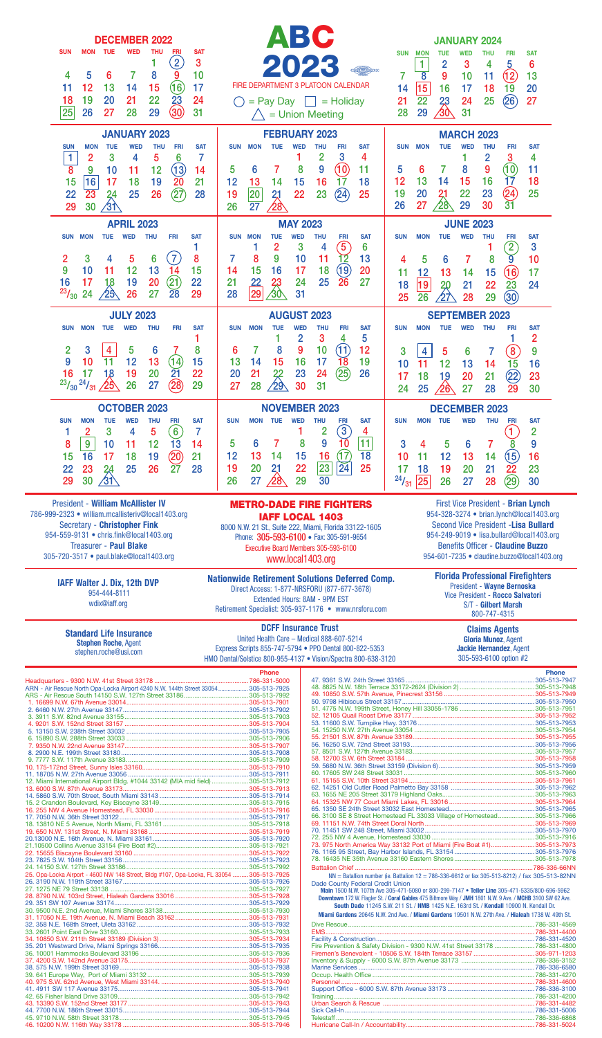# ABC 2023

FIRE DEPARTMENT 3 PLATOON CALENDAR

○ = Pay Day □ = Holiday △ = Union Meeting

## DECEMBER 2022

| SUN | MON | TUE | WED | THU | FRI | SAT |
|---|---|---|---|---|---|---|
| | | | | 1 | (2) | 3 |
| 4 | 5 | 6 | 7 | 8 | 9 | 10 |
| 11 | 12 | 13 | 14 | 15 | (16) | 17 |
| 18 | 19 | 20 | 21 | 22 | 23 | 24 |
| [25] | 26 | 27 | 28 | 29 | (30) | 31 |

## JANUARY 2024

| SUN | MON | TUE | WED | THU | FRI | SAT |
|---|---|---|---|---|---|---|
| | [1] | 2 | 3 | 4 | 5 | 6 |
| 7 | 8 | 9 | 10 | 11 | (12) | 13 |
| 14 | [15] | 16 | 17 | 18 | 19 | 20 |
| 21 | 22 | 23 | 24 | 25 | (26) | 27 |
| 28 | 29 | △30 | 31 | | | |

## JANUARY 2023

| SUN | MON | TUE | WED | THU | FRI | SAT |
|---|---|---|---|---|---|---|
| 1 | [2] | 3 | 4 | 5 | 6 | 7 |
| 8 | 9 | 10 | 11 | 12 | (13) | 14 |
| 15 | [16] | 17 | 18 | 19 | 20 | 21 |
| 22 | 23 | 24 | 25 | 26 | (27) | 28 |
| 29 | 30 | △31 | | | | |

## FEBRUARY 2023

| SUN | MON | TUE | WED | THU | FRI | SAT |
|---|---|---|---|---|---|---|
| | | | 1 | 2 | 3 | 4 |
| 5 | 6 | 7 | 8 | 9 | (10) | 11 |
| 12 | 13 | 14 | 15 | 16 | 17 | 18 |
| 19 | [20] | 21 | 22 | 23 | (24) | 25 |
| 26 | 27 | △28 | | | | |

## MARCH 2023

| SUN | MON | TUE | WED | THU | FRI | SAT |
|---|---|---|---|---|---|---|
| | | | 1 | 2 | 3 | 4 |
| 5 | 6 | 7 | 8 | 9 | (10) | 11 |
| 12 | 13 | 14 | 15 | 16 | 17 | 18 |
| 19 | 20 | 21 | 22 | 23 | (24) | 25 |
| 26 | 27 | △28 | 29 | 30 | 31 | |

## APRIL 2023

| SUN | MON | TUE | WED | THU | FRI | SAT |
|---|---|---|---|---|---|---|
| | | | | | | 1 |
| 2 | 3 | 4 | 5 | 6 | (7) | 8 |
| 9 | 10 | 11 | 12 | 13 | 14 | 15 |
| 16 | 17 | 18 | 19 | 20 | (21) | 22 |
| 23/30 | 24 | △25 | 26 | 27 | 28 | 29 |

## MAY 2023

| SUN | MON | TUE | WED | THU | FRI | SAT |
|---|---|---|---|---|---|---|
| | 1 | 2 | 3 | 4 | (5) | 6 |
| 7 | 8 | 9 | 10 | 11 | 12 | 13 |
| 14 | 15 | 16 | 17 | 18 | (19) | 20 |
| 21 | 22 | 23 | 24 | 25 | 26 | 27 |
| 28 | [29] | △30 | 31 | | | |

## JUNE 2023

| SUN | MON | TUE | WED | THU | FRI | SAT |
|---|---|---|---|---|---|---|
| | | | | 1 | (2) | 3 |
| 4 | 5 | 6 | 7 | 8 | 9 | 10 |
| 11 | 12 | 13 | 14 | 15 | (16) | 17 |
| 18 | [19] | 20 | 21 | 22 | 23 | 24 |
| 25 | 26 | △27 | 28 | 29 | (30) | |

## JULY 2023

| SUN | MON | TUE | WED | THU | FRI | SAT |
|---|---|---|---|---|---|---|
| | | | | | | 1 |
| 2 | 3 | [4] | 5 | 6 | 7 | 8 |
| 9 | 10 | 11 | 12 | 13 | (14) | 15 |
| 16 | 17 | 18 | 19 | 20 | 21 | 22 |
| 23/30 | 24/31 | △25 | 26 | 27 | (28) | 29 |

## AUGUST 2023

| SUN | MON | TUE | WED | THU | FRI | SAT |
|---|---|---|---|---|---|---|
| | | 1 | 2 | 3 | 4 | 5 |
| 6 | 7 | 8 | 9 | 10 | (11) | 12 |
| 13 | 14 | 15 | 16 | 17 | 18 | 19 |
| 20 | 21 | 22 | 23 | 24 | (25) | 26 |
| 27 | 28 | △29 | 30 | 31 | | |

## SEPTEMBER 2023

| SUN | MON | TUE | WED | THU | FRI | SAT |
|---|---|---|---|---|---|---|
| | | | | | 1 | 2 |
| 3 | [4] | 5 | 6 | 7 | (8) | 9 |
| 10 | 11 | 12 | 13 | 14 | 15 | 16 |
| 17 | 18 | 19 | 20 | 21 | (22) | 23 |
| 24 | 25 | △26 | 27 | 28 | 29 | 30 |

## OCTOBER 2023

| SUN | MON | TUE | WED | THU | FRI | SAT |
|---|---|---|---|---|---|---|
| 1 | 2 | 3 | 4 | 5 | (6) | 7 |
| 8 | [9] | 10 | 11 | 12 | 13 | 14 |
| 15 | 16 | 17 | 18 | 19 | (20) | 21 |
| 22 | 23 | 24 | 25 | 26 | 27 | 28 |
| 29 | 30 | △31 | | | | |

## NOVEMBER 2023

| SUN | MON | TUE | WED | THU | FRI | SAT |
|---|---|---|---|---|---|---|
| | | | 1 | 2 | (3) | 4 |
| 5 | 6 | 7 | 8 | 9 | 10 | [11] |
| 12 | 13 | 14 | 15 | 16 | (17) | 18 |
| 19 | 20 | 21 | 22 | [23] | [24] | 25 |
| 26 | 27 | △28 | 29 | 30 | | |

## DECEMBER 2023

| SUN | MON | TUE | WED | THU | FRI | SAT |
|---|---|---|---|---|---|---|
| | | | | | (1) | 2 |
| 3 | 4 | 5 | 6 | 7 | 8 | 9 |
| 10 | 11 | 12 | 13 | 14 | (15) | 16 |
| 17 | 18 | 19 | 20 | 21 | 22 | 23 |
| 24/31 | [25] | 26 | 27 | 28 | (29) | 30 |

President - **William McAllister IV**
786-999-2323 • william.mcallisteriv@local1403.org
Secretary - **Christopher Fink**
954-559-9131 • chris.fink@local1403.org
Treasurer - **Paul Blake**
305-720-3517 • paul.blake@local1403.org

**METRO-DADE FIRE FIGHTERS**
**IAFF LOCAL 1403**
8000 N.W. 21 St., Suite 222, Miami, Florida 33122-1605
Phone: **305-593-6100** • Fax: 305-591-9654
Executive Board Members 305-593-6100
www.local1403.org

First Vice President - **Brian Lynch**
954-328-3274 • brian.lynch@local1403.org
Second Vice President -**Lisa Bullard**
954-249-9019 • lisa.bullard@local1403.org
Benefits Officer - **Claudine Buzzo**
954-601-7235 • claudine.buzzo@local1403.org

**IAFF Walter J. Dix, 12th DVP**
954-444-8111
wdix@iaff.org

**Nationwide Retirement Solutions Deferred Comp.**
Direct Access: 1-877-NRSFORU (877-677-3678)
Extended Hours: 8AM - 9PM EST
Retirement Specialist: 305-937-1176 • www.nrsforu.com

**Florida Professional Firefighters**
President - **Wayne Bernoska**
Vice President - **Rocco Salvatori**
S/T - **Gilbert Marsh**
800-747-4315

**Standard Life Insurance**
**Stephen Roche**, Agent
stephen.roche@usi.com

**DCFF Insurance Trust**
United Health Care – Medical 888-607-5214
Express Scripts 855-747-5794 • PPO Dental 800-822-5353
HMO Dental/Solstice 800-955-4137 • Vision/Spectra 800-638-3120

**Claims Agents**
**Gloria Munoz**, Agent
**Jackie Hernandez**, Agent
305-593-6100 option #2

| | Phone |
|---|---|
| Headquarters - 9300 N.W. 41st Street 33178 | 786-331-5000 |
| ARN - Air Rescue North Opa-Locka Airport 4240 N.W. 144th Street 33054 | 305-513-7925 |
| ARS - Air Rescue South 14150 S.W. 127th Street 33186 | 305-513-7992 |
| 1. 16699 N.W. 67th Avenue 33014 | 305-513-7901 |
| 2. 6460 N.W. 27th Avenue 33147 | 305-513-7902 |
| 3. 3911 S.W. 82nd Avenue 33155 | 305-513-7903 |
| 4. 9201 S.W. 152nd Street 33157 | 305-513-7904 |
| 5. 13150 S.W. 238th Street 33032 | 305-513-7905 |
| 6. 15890 S.W. 288th Street 33033 | 305-513-7906 |
| 7. 9350 N.W. 22nd Avenue 33147 | 305-513-7907 |
| 8. 2900 N.E. 199th Street 33180 | 305-513-7908 |
| 9. 7777 S.W. 117th Avenue 33183 | 305-513-7909 |
| 10. 175-172nd Street, Sunny Isles 33160 | 305-513-7910 |
| 11. 18705 N.W. 27th Avenue 33056 | 305-513-7911 |
| 12. Miami International Airport Bldg. #1044 33142 (MIA mid field) | 305-513-7912 |
| 13. 6000 S.W. 87th Avenue 33173 | 305-513-7913 |
| 14. 5860 S.W. 70th Street, South Miami 33143 | 305-513-7914 |
| 15. 2 Crandon Boulevard, Key Biscayne 33149 | 305-513-7915 |
| 16. 255 NW 4 Avenue Homestead, FL 33030 | 305-513-7916 |
| 17. 7050 N.W. 36th Street 33122 | 305-513-7917 |
| 18. 13810 NE 5 Avenue, North Miami, FL 33161 | 305-513-7918 |
| 19. 650 N.W. 131st Street, N. Miami 33168 | 305-513-7919 |
| 20.13000 N.E. 16th Avenue, N. Miami 33161 | 305-513-7920 |
| 21.10500 Collins Avenue 33154 (Fire Boat #2) | 305-513-7921 |
| 22. 15655 Biscayne Boulevard 33160 | 305-513-7922 |
| 23. 7825 S.W. 104th Street 33156 | 305-513-7923 |
| 24. 14150 S.W. 127th Street 33186 | 305-513-7992 |
| 25. Opa-Locka Airport - 4600 NW 148 Street, Bldg #107, Opa-Locka, FL 33054 | 305-513-7925 |
| 26. 3190 N.W. 119th Street 33167 | 305-513-7926 |
| 27. 1279 NE 79 Street 33138 | 305-513-7927 |
| 28. 8790 N.W. 103rd Street, Hialeah Gardens 33016 | 305-513-7928 |
| 29. 351 SW 107 Avenue 33174 | 305-513-7929 |
| 30. 9500 N.E. 2nd Avenue, Miami Shores 33138 | 305-513-7930 |
| 31. 17050 N.E. 19th Avenue, N. Miami Beach 33162 | 305-513-7931 |
| 32. 358 N.E. 168th Street, Uleta 33162 | 305-513-7932 |
| 33. 2601 Point East Drive 33160 | 305-513-7933 |
| 34. 10850 S.W. 211th Street 33189 (Division 3) | 305-513-7934 |
| 35. 201 Westward Drive, Miami Springs 33166 | 305-513-7935 |
| 36. 10001 Hammocks Boulevard 33196 | 305-513-7936 |
| 37. 4200 S.W. 142nd Avenue 33175 | 305-513-7937 |
| 38. 575 N.W. 199th Street 33169 | 305-513-7938 |
| 39. 641 Europe Way, Port of Miami 33132 | 305-513-7939 |
| 40. 975 S.W. 62nd Avenue, West Miami 33144 | 305-513-7940 |
| 41. 4911 SW 117 Avenue 33175 | 305-513-7941 |
| 42. 65 Fisher Island Drive 33109 | 305-513-7942 |
| 43. 13390 S.W. 152nd Street 33177 | 305-513-7943 |
| 44. 7700 N.W. 186th Street 33015 | 305-513-7944 |
| 45. 9710 N.W. 58th Street 33178 | 305-513-7945 |
| 46. 10200 N.W. 116th Way 33178 | 305-513-7946 |
| 47. 9361 S.W. 24th Street 33165 | 305-513-7947 |
| 48. 8825 N.W. 18th Terrace 33172-2624 (Division 2) | 305-513-7948 |
| 49. 10850 S.W. 57th Avenue, Pinecrest 33156 | 305-513-7949 |
| 50. 9798 Hibiscus Street 33157 | 305-513-7950 |
| 51. 4775 N.W. 199th Street, Honey Hill 33055-1786 | 305-513-7951 |
| 52. 12105 Quail Roost Drive 33177 | 305-513-7952 |
| 53. 11600 S.W. Turnpike Hwy. 33176 | 305-513-7953 |
| 54. 15250 N.W. 27th Avenue 33054 | 305-513-7954 |
| 55. 21501 S.W. 87th Avenue 33189 | 305-513-7955 |
| 56. 16250 S.W. 72nd Street 33193 | 305-513-7956 |
| 57. 8501 S.W. 127th Avenue 33183 | 305-513-7957 |
| 58. 12700 S.W. 6th Street 33184 | 305-513-7958 |
| 59. 5680 N.W. 36th Street 33159 (Division 6) | 305-513-7959 |
| 60. 17605 SW 248 Street 33031 | 305-513-7960 |
| 61. 15155 S.W. 10th Street 33194 | 305-513-7961 |
| 62. 14251 Old Cutler Road Palmetto Bay 33158 | 305-513-7962 |
| 63. 1655 NE 205 Street 33179 Highland Oaks | 305-513-7963 |
| 64. 15325 NW 77 Court Miami Lakes, FL 33016 | 305-513-7964 |
| 65. 1350 SE 24th Street 33032 East Homestead | 305-513-7965 |
| 66. 3100 SE 8 Street Homestead FL 33033 Village of Homestead | 305-513-7966 |
| 69. 11151 N.W. 74th Street Doral North | 305-513-7969 |
| 70. 11451 SW 248 Street, Miami 33032 | 305-513-7970 |
| 72. 255 NW 4 Avenue, Homestead 33030 | 305-513-7916 |
| 73. 975 North America Way 33132 Port of Miami (Fire Boat #1) | 305-513-7973 |
| 76. 1165 95 Street, Bay Harbor Islands, FL 33154 | 305-513-7976 |
| 78. 16435 NE 35th Avenue 33160 Eastern Shores | 305-513-7978 |
| Battalion Chief | 786-336-66NN |

NN = Batallion number (ie. Battalion 12 = 786-336-6612 or fax 305-513-8212) / fax 305-513-82NN

Dade County Federal Credit Union
**Main** 1500 N.W. 107th Ave 305-471-5080 or 800-299-7147 • **Teller Line** 305-471-5335/800-696-5962
**Downtown** 172 W. Flagler St. / **Coral Gables** 475 Biltmore Way / **JMH** 1801 N.W. 9 Ave. / **MCHB** 3100 SW 62 Ave.
**South Dade** 11245 S.W. 211 St. / **NMB** 1425 N.E. 163rd St. / **Kendall** 10900 N. Kendall Dr.
**Miami Gardens** 20645 N.W. 2nd Ave. / **Miami Gardens** 19501 N.W. 27th Ave. / **Hialeah** 1738 W. 49th St.

| | |
|---|---|
| Dive Rescue | 786-331-4569 |
| EMS | 786-331-4400 |
| Facility & Construction | 786-331-4520 |
| Fire Prevention & Safety Division - 9300 N.W. 41st Street 33178 | 786-331-4800 |
| Firemen's Benevolent - 10506 S.W. 184th Terrace 33157 | 305-971-1203 |
| Inventory & Supply - 6000 S.W. 87th Avenue 33173 | 786-336-3152 |
| Marine Services | 786-336-6580 |
| Occup. Health Office | 786-331-4270 |
| Personnel | 786-331-4600 |
| Support Office - 6000 S.W. 87th Avenue 33173 | 786-336-3100 |
| Training | 786-331-4200 |
| Urban Search & Rescue | 786-331-4482 |
| Sick Call-In | 786-331-5006 |
| Telestaff | 786-336-6868 |
| Hurricane Call-In / Accountability | 786-331-5024 |